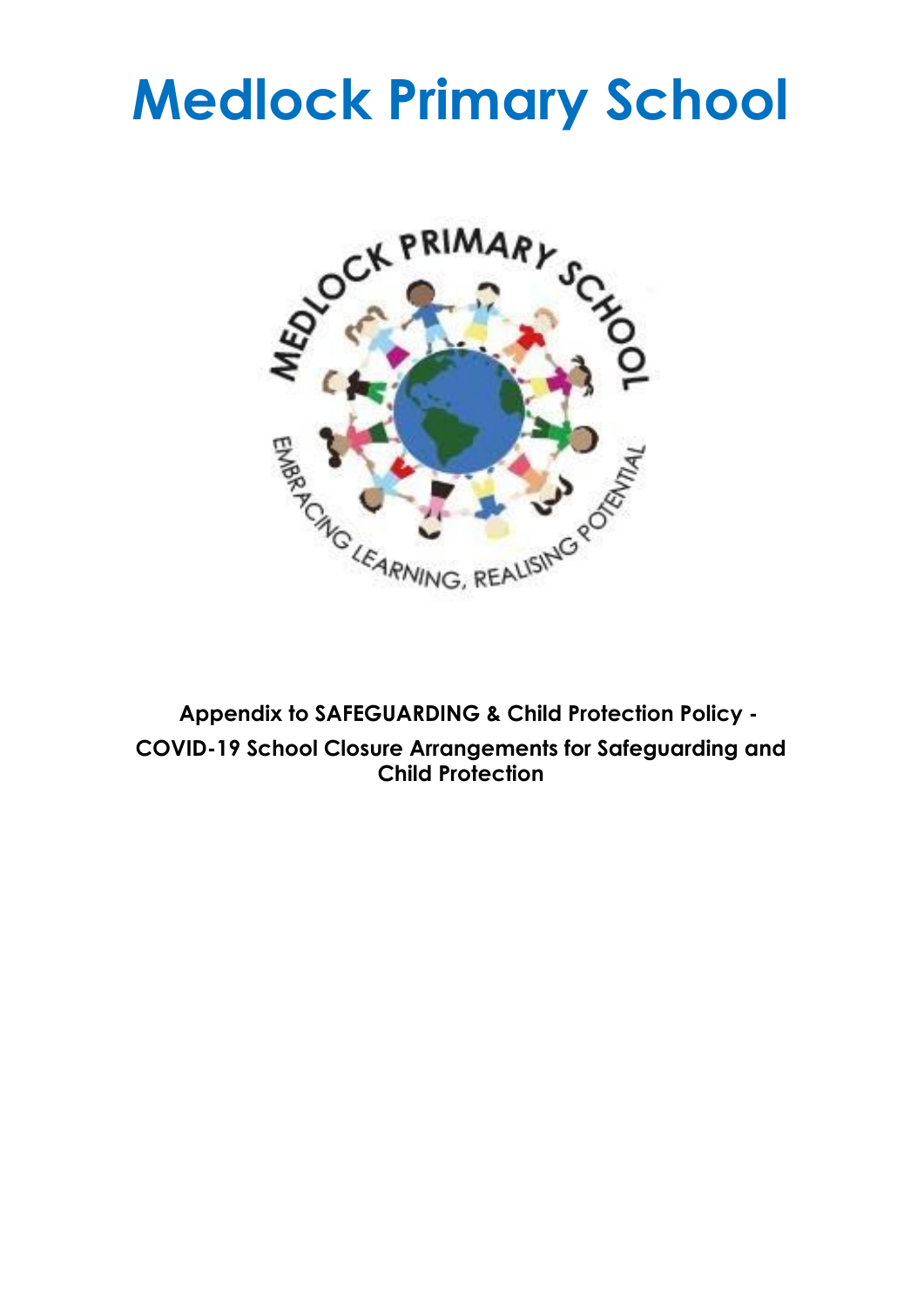# Medlock Primary School

**Appendix to SAFEGUARDING & Child Protection Policy -**

**COVID-19 School Closure Arrangements for Safeguarding and Child Protection**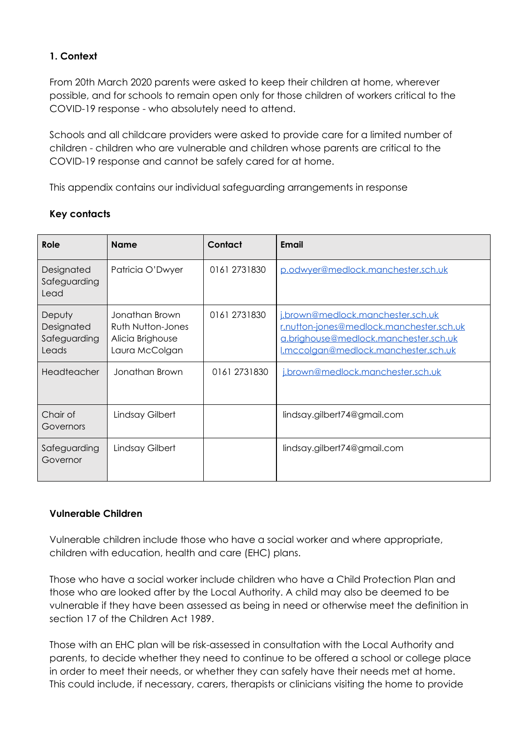**1. Context**

From 20th March 2020 parents were asked to keep their children at home, wherever possible, and for schools to remain open only for those children of workers critical to the COVID-19 response - who absolutely need to attend.

Schools and all childcare providers were asked to provide care for a limited number of children - children who are vulnerable and children whose parents are critical to the COVID-19 response and cannot be safely cared for at home.

This appendix contains our individual safeguarding arrangements in response

**Key contacts**

| Role | Name | Contact | Email |
|---|---|---|---|
| Designated Safeguarding Lead | Patricia O'Dwyer | 0161 2731830 | p.odwyer@medlock.manchester.sch.uk |
| Deputy Designated Safeguarding Leads | Jonathan Brown<br>Ruth Nutton-Jones<br>Alicia Brighouse<br>Laura McColgan | 0161 2731830 | j.brown@medlock.manchester.sch.uk<br>r.nutton-jones@medlock.manchester.sch.uk<br>a.brighouse@medlock.manchester.sch.uk<br>l.mccolgan@medlock.manchester.sch.uk |
| Headteacher | Jonathan Brown | 0161 2731830 | j.brown@medlock.manchester.sch.uk |
| Chair of Governors | Lindsay Gilbert | | lindsay.gilbert74@gmail.com |
| Safeguarding Governor | Lindsay Gilbert | | lindsay.gilbert74@gmail.com |

**Vulnerable Children**

Vulnerable children include those who have a social worker and where appropriate, children with education, health and care (EHC) plans.

Those who have a social worker include children who have a Child Protection Plan and those who are looked after by the Local Authority. A child may also be deemed to be vulnerable if they have been assessed as being in need or otherwise meet the definition in section 17 of the Children Act 1989.

Those with an EHC plan will be risk-assessed in consultation with the Local Authority and parents, to decide whether they need to continue to be offered a school or college place in order to meet their needs, or whether they can safely have their needs met at home. This could include, if necessary, carers, therapists or clinicians visiting the home to provide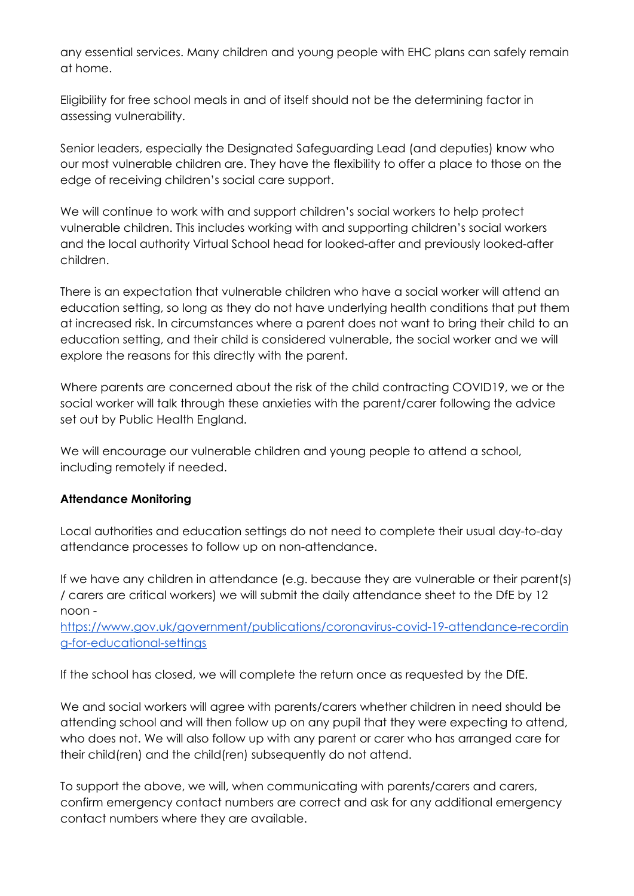any essential services. Many children and young people with EHC plans can safely remain at home.

Eligibility for free school meals in and of itself should not be the determining factor in assessing vulnerability.

Senior leaders, especially the Designated Safeguarding Lead (and deputies) know who our most vulnerable children are. They have the flexibility to offer a place to those on the edge of receiving children's social care support.

We will continue to work with and support children's social workers to help protect vulnerable children. This includes working with and supporting children's social workers and the local authority Virtual School head for looked-after and previously looked-after children.

There is an expectation that vulnerable children who have a social worker will attend an education setting, so long as they do not have underlying health conditions that put them at increased risk. In circumstances where a parent does not want to bring their child to an education setting, and their child is considered vulnerable, the social worker and we will explore the reasons for this directly with the parent.

Where parents are concerned about the risk of the child contracting COVID19, we or the social worker will talk through these anxieties with the parent/carer following the advice set out by Public Health England.

We will encourage our vulnerable children and young people to attend a school, including remotely if needed.

**Attendance Monitoring**

Local authorities and education settings do not need to complete their usual day-to-day attendance processes to follow up on non-attendance.

If we have any children in attendance (e.g. because they are vulnerable or their parent(s) / carers are critical workers) we will submit the daily attendance sheet to the DfE by 12 noon - [https://www.gov.uk/government/publications/coronavirus-covid-19-attendance-recording-for-educational-settings](https://www.gov.uk/government/publications/coronavirus-covid-19-attendance-recording-for-educational-settings)

If the school has closed, we will complete the return once as requested by the DfE.

We and social workers will agree with parents/carers whether children in need should be attending school and will then follow up on any pupil that they were expecting to attend, who does not. We will also follow up with any parent or carer who has arranged care for their child(ren) and the child(ren) subsequently do not attend.

To support the above, we will, when communicating with parents/carers and carers, confirm emergency contact numbers are correct and ask for any additional emergency contact numbers where they are available.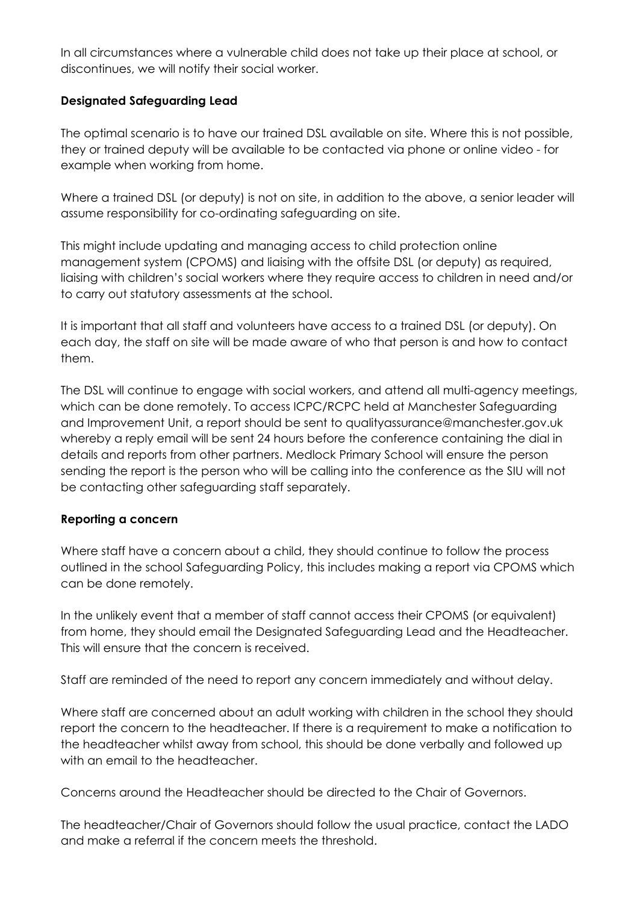In all circumstances where a vulnerable child does not take up their place at school, or discontinues, we will notify their social worker.

**Designated Safeguarding Lead**

The optimal scenario is to have our trained DSL available on site. Where this is not possible, they or trained deputy will be available to be contacted via phone or online video - for example when working from home.

Where a trained DSL (or deputy) is not on site, in addition to the above, a senior leader will assume responsibility for co-ordinating safeguarding on site.

This might include updating and managing access to child protection online management system (CPOMS) and liaising with the offsite DSL (or deputy) as required, liaising with children's social workers where they require access to children in need and/or to carry out statutory assessments at the school.

It is important that all staff and volunteers have access to a trained DSL (or deputy). On each day, the staff on site will be made aware of who that person is and how to contact them.

The DSL will continue to engage with social workers, and attend all multi-agency meetings, which can be done remotely. To access ICPC/RCPC held at Manchester Safeguarding and Improvement Unit, a report should be sent to qualityassurance@manchester.gov.uk whereby a reply email will be sent 24 hours before the conference containing the dial in details and reports from other partners. Medlock Primary School will ensure the person sending the report is the person who will be calling into the conference as the SIU will not be contacting other safeguarding staff separately.

**Reporting a concern**

Where staff have a concern about a child, they should continue to follow the process outlined in the school Safeguarding Policy, this includes making a report via CPOMS which can be done remotely.

In the unlikely event that a member of staff cannot access their CPOMS (or equivalent) from home, they should email the Designated Safeguarding Lead and the Headteacher. This will ensure that the concern is received.

Staff are reminded of the need to report any concern immediately and without delay.

Where staff are concerned about an adult working with children in the school they should report the concern to the headteacher. If there is a requirement to make a notification to the headteacher whilst away from school, this should be done verbally and followed up with an email to the headteacher.

Concerns around the Headteacher should be directed to the Chair of Governors.

The headteacher/Chair of Governors should follow the usual practice, contact the LADO and make a referral if the concern meets the threshold.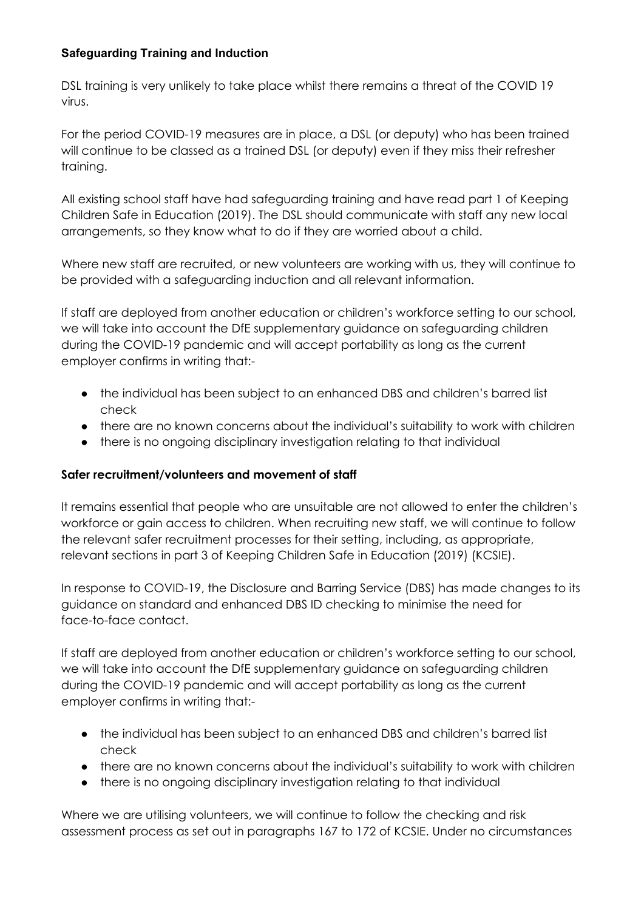**Safeguarding Training and Induction**

DSL training is very unlikely to take place whilst there remains a threat of the COVID 19 virus.

For the period COVID-19 measures are in place, a DSL (or deputy) who has been trained will continue to be classed as a trained DSL (or deputy) even if they miss their refresher training.

All existing school staff have had safeguarding training and have read part 1 of Keeping Children Safe in Education (2019). The DSL should communicate with staff any new local arrangements, so they know what to do if they are worried about a child.

Where new staff are recruited, or new volunteers are working with us, they will continue to be provided with a safeguarding induction and all relevant information.

If staff are deployed from another education or children's workforce setting to our school, we will take into account the DfE supplementary guidance on safeguarding children during the COVID-19 pandemic and will accept portability as long as the current employer confirms in writing that:-

- the individual has been subject to an enhanced DBS and children's barred list check
- there are no known concerns about the individual's suitability to work with children
- there is no ongoing disciplinary investigation relating to that individual

**Safer recruitment/volunteers and movement of staff**

It remains essential that people who are unsuitable are not allowed to enter the children's workforce or gain access to children. When recruiting new staff, we will continue to follow the relevant safer recruitment processes for their setting, including, as appropriate, relevant sections in part 3 of Keeping Children Safe in Education (2019) (KCSIE).

In response to COVID-19, the Disclosure and Barring Service (DBS) has made changes to its guidance on standard and enhanced DBS ID checking to minimise the need for face-to-face contact.

If staff are deployed from another education or children's workforce setting to our school, we will take into account the DfE supplementary guidance on safeguarding children during the COVID-19 pandemic and will accept portability as long as the current employer confirms in writing that:-

- the individual has been subject to an enhanced DBS and children's barred list check
- there are no known concerns about the individual's suitability to work with children
- there is no ongoing disciplinary investigation relating to that individual

Where we are utilising volunteers, we will continue to follow the checking and risk assessment process as set out in paragraphs 167 to 172 of KCSIE. Under no circumstances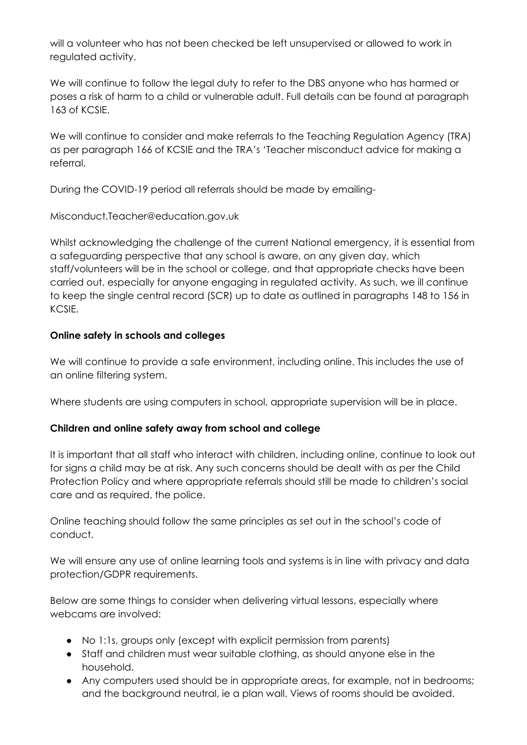will a volunteer who has not been checked be left unsupervised or allowed to work in regulated activity.

We will continue to follow the legal duty to refer to the DBS anyone who has harmed or poses a risk of harm to a child or vulnerable adult. Full details can be found at paragraph 163 of KCSIE.

We will continue to consider and make referrals to the Teaching Regulation Agency (TRA) as per paragraph 166 of KCSIE and the TRA's 'Teacher misconduct advice for making a referral.

During the COVID-19 period all referrals should be made by emailing-

Misconduct.Teacher@education.gov.uk

Whilst acknowledging the challenge of the current National emergency, it is essential from a safeguarding perspective that any school is aware, on any given day, which staff/volunteers will be in the school or college, and that appropriate checks have been carried out, especially for anyone engaging in regulated activity. As such, we ill continue to keep the single central record (SCR) up to date as outlined in paragraphs 148 to 156 in KCSIE.

**Online safety in schools and colleges**

We will continue to provide a safe environment, including online. This includes the use of an online filtering system.

Where students are using computers in school, appropriate supervision will be in place.

**Children and online safety away from school and college**

It is important that all staff who interact with children, including online, continue to look out for signs a child may be at risk. Any such concerns should be dealt with as per the Child Protection Policy and where appropriate referrals should still be made to children's social care and as required, the police.

Online teaching should follow the same principles as set out in the school's code of conduct.

We will ensure any use of online learning tools and systems is in line with privacy and data protection/GDPR requirements.

Below are some things to consider when delivering virtual lessons, especially where webcams are involved:

- No 1:1s, groups only (except with explicit permission from parents)
- Staff and children must wear suitable clothing, as should anyone else in the household.
- Any computers used should be in appropriate areas, for example, not in bedrooms; and the background neutral, ie a plan wall. Views of rooms should be avoided.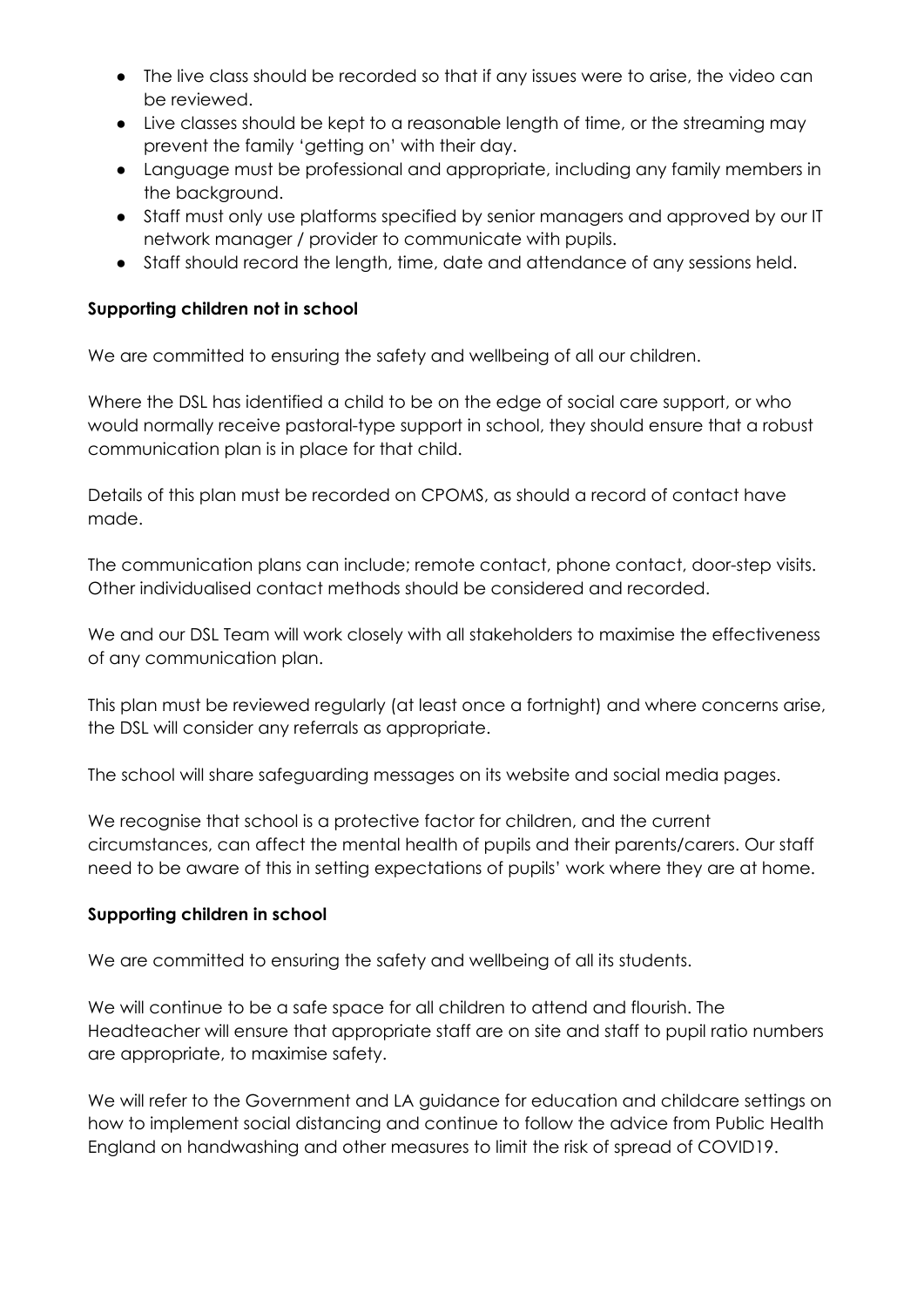- The live class should be recorded so that if any issues were to arise, the video can be reviewed.
- Live classes should be kept to a reasonable length of time, or the streaming may prevent the family 'getting on' with their day.
- Language must be professional and appropriate, including any family members in the background.
- Staff must only use platforms specified by senior managers and approved by our IT network manager / provider to communicate with pupils.
- Staff should record the length, time, date and attendance of any sessions held.

**Supporting children not in school**

We are committed to ensuring the safety and wellbeing of all our children.

Where the DSL has identified a child to be on the edge of social care support, or who would normally receive pastoral-type support in school, they should ensure that a robust communication plan is in place for that child.

Details of this plan must be recorded on CPOMS, as should a record of contact have made.

The communication plans can include; remote contact, phone contact, door-step visits. Other individualised contact methods should be considered and recorded.

We and our DSL Team will work closely with all stakeholders to maximise the effectiveness of any communication plan.

This plan must be reviewed regularly (at least once a fortnight) and where concerns arise, the DSL will consider any referrals as appropriate.

The school will share safeguarding messages on its website and social media pages.

We recognise that school is a protective factor for children, and the current circumstances, can affect the mental health of pupils and their parents/carers. Our staff need to be aware of this in setting expectations of pupils' work where they are at home.

**Supporting children in school**

We are committed to ensuring the safety and wellbeing of all its students.

We will continue to be a safe space for all children to attend and flourish. The Headteacher will ensure that appropriate staff are on site and staff to pupil ratio numbers are appropriate, to maximise safety.

We will refer to the Government and LA guidance for education and childcare settings on how to implement social distancing and continue to follow the advice from Public Health England on handwashing and other measures to limit the risk of spread of COVID19.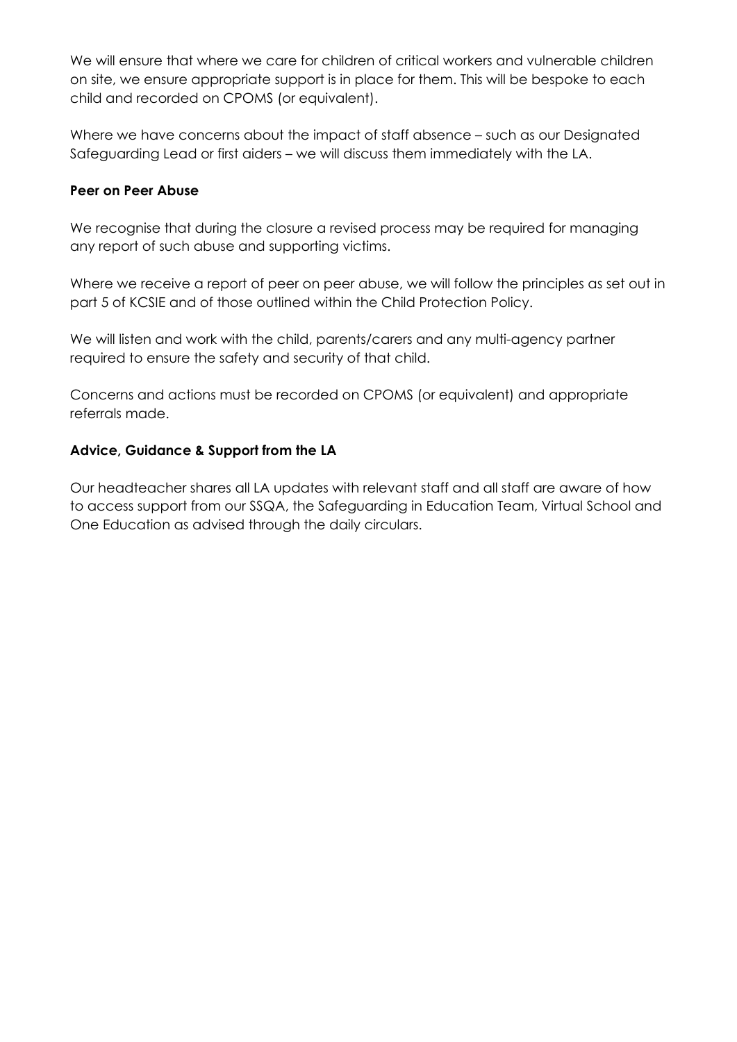We will ensure that where we care for children of critical workers and vulnerable children on site, we ensure appropriate support is in place for them. This will be bespoke to each child and recorded on CPOMS (or equivalent).

Where we have concerns about the impact of staff absence – such as our Designated Safeguarding Lead or first aiders – we will discuss them immediately with the LA.

**Peer on Peer Abuse**

We recognise that during the closure a revised process may be required for managing any report of such abuse and supporting victims.

Where we receive a report of peer on peer abuse, we will follow the principles as set out in part 5 of KCSIE and of those outlined within the Child Protection Policy.

We will listen and work with the child, parents/carers and any multi-agency partner required to ensure the safety and security of that child.

Concerns and actions must be recorded on CPOMS (or equivalent) and appropriate referrals made.

**Advice, Guidance & Support from the LA**

Our headteacher shares all LA updates with relevant staff and all staff are aware of how to access support from our SSQA, the Safeguarding in Education Team, Virtual School and One Education as advised through the daily circulars.